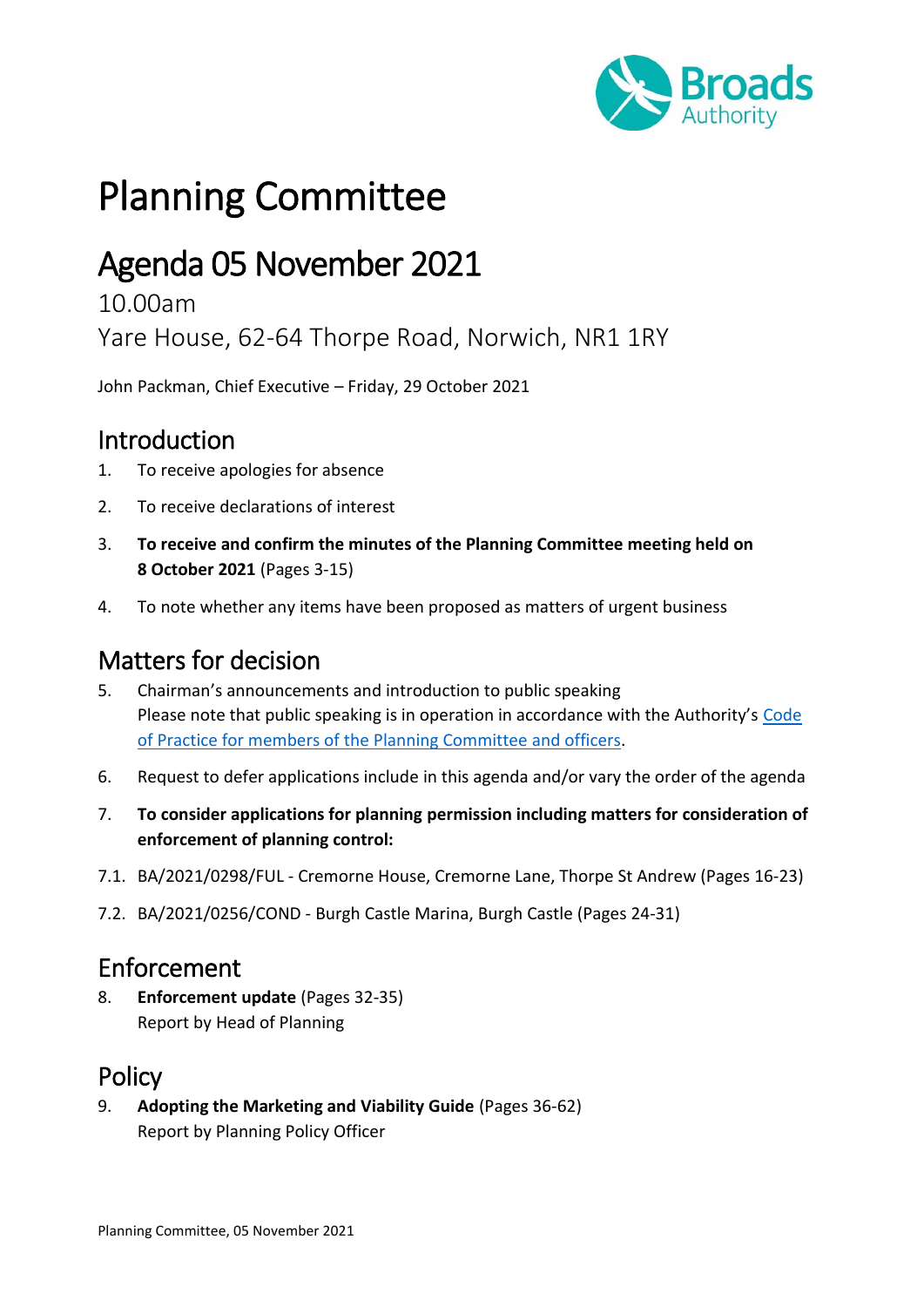# Planning Committee

## Agenda 05 November 2021

10.00am

Yare House, 62-64 Thorpe Road, Norwich, NR1 1RY

John Packman, Chief Executive – Friday, 29 October 2021

## Introduction

1. To receive apologies for absence
2. To receive declarations of interest
3. **To receive and confirm the minutes of the Planning Committee meeting held on 8 October 2021** (Pages 3-15)
4. To note whether any items have been proposed as matters of urgent business

## Matters for decision

5. Chairman's announcements and introduction to public speaking
   Please note that public speaking is in operation in accordance with the Authority's Code of Practice for members of the Planning Committee and officers.
6. Request to defer applications include in this agenda and/or vary the order of the agenda
7. **To consider applications for planning permission including matters for consideration of enforcement of planning control:**

7.1. BA/2021/0298/FUL - Cremorne House, Cremorne Lane, Thorpe St Andrew (Pages 16-23)

7.2. BA/2021/0256/COND - Burgh Castle Marina, Burgh Castle (Pages 24-31)

## Enforcement

8. **Enforcement update** (Pages 32-35)
   Report by Head of Planning

## Policy

9. **Adopting the Marketing and Viability Guide** (Pages 36-62)
   Report by Planning Policy Officer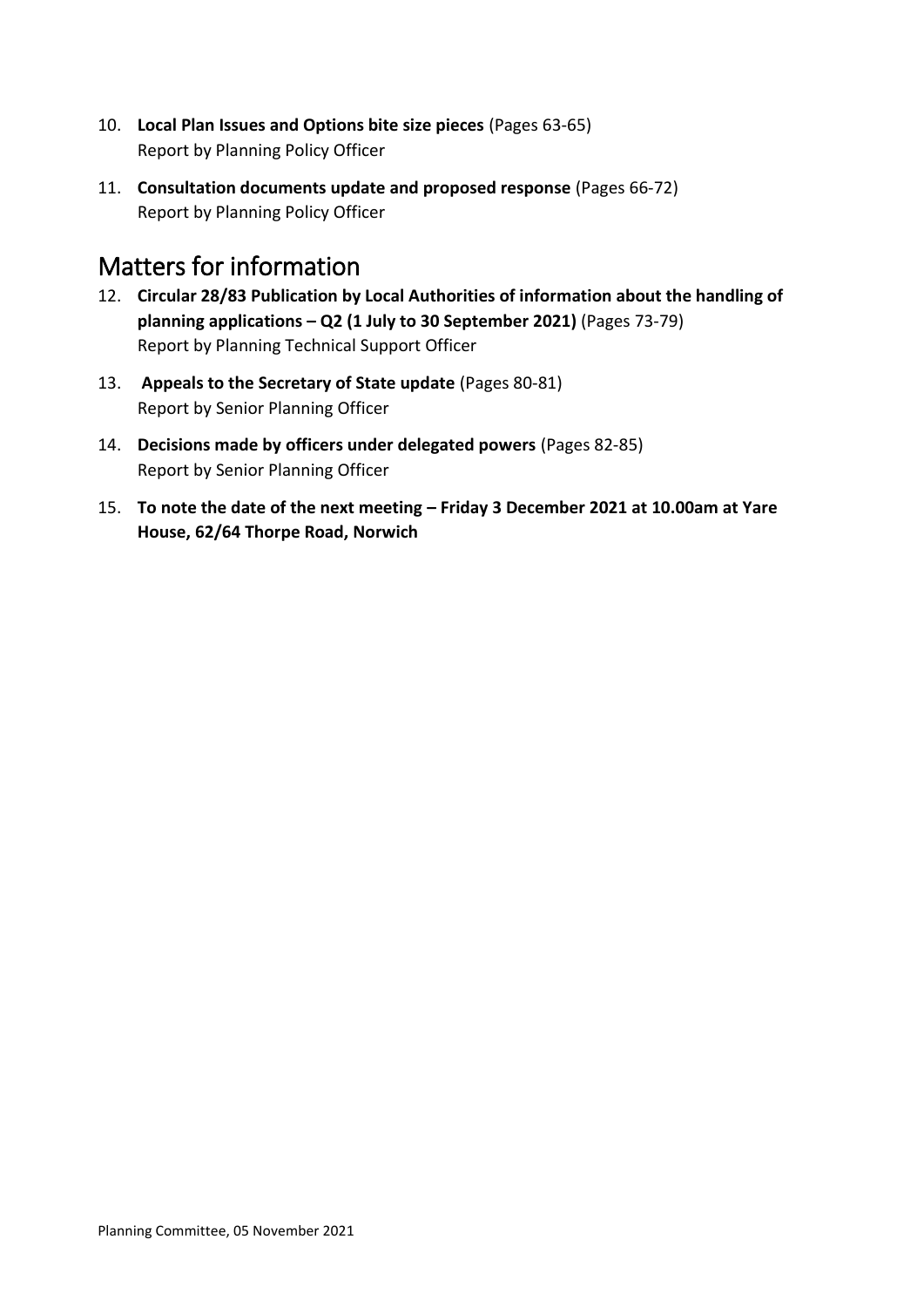10. **Local Plan Issues and Options bite size pieces** (Pages 63-65)
    Report by Planning Policy Officer

11. **Consultation documents update and proposed response** (Pages 66-72)
    Report by Planning Policy Officer

## Matters for information

12. **Circular 28/83 Publication by Local Authorities of information about the handling of planning applications – Q2 (1 July to 30 September 2021)** (Pages 73-79)
    Report by Planning Technical Support Officer

13. **Appeals to the Secretary of State update** (Pages 80-81)
    Report by Senior Planning Officer

14. **Decisions made by officers under delegated powers** (Pages 82-85)
    Report by Senior Planning Officer

15. **To note the date of the next meeting – Friday 3 December 2021 at 10.00am at Yare House, 62/64 Thorpe Road, Norwich**